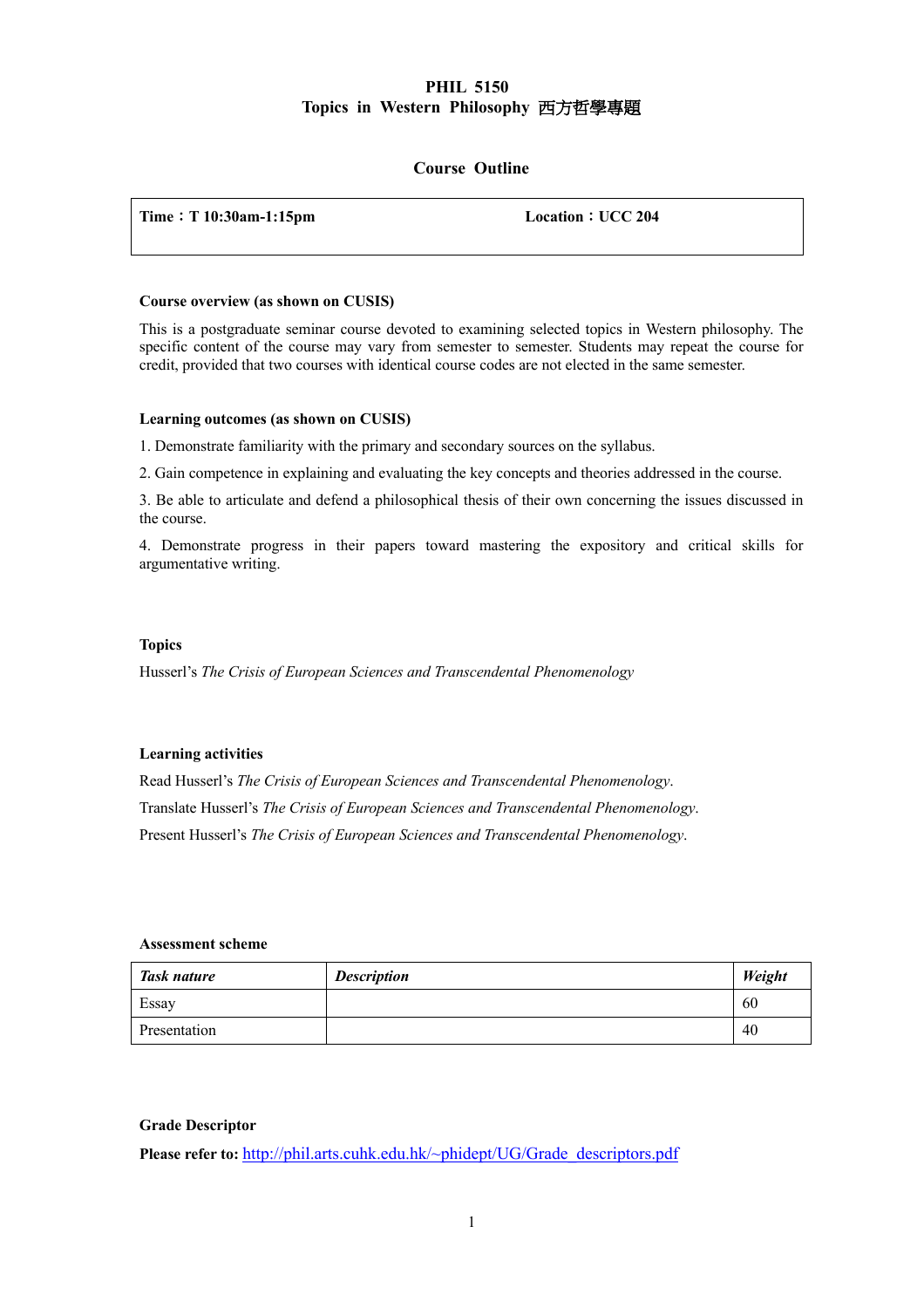# PHIL 5150
## Topics in Western Philosophy 西方哲學專題

### Course Outline

| Time：T 10:30am-1:15pm | Location：UCC 204 |
|---|---|

**Course overview (as shown on CUSIS)**

This is a postgraduate seminar course devoted to examining selected topics in Western philosophy. The specific content of the course may vary from semester to semester. Students may repeat the course for credit, provided that two courses with identical course codes are not elected in the same semester.

**Learning outcomes (as shown on CUSIS)**

1. Demonstrate familiarity with the primary and secondary sources on the syllabus.
2. Gain competence in explaining and evaluating the key concepts and theories addressed in the course.
3. Be able to articulate and defend a philosophical thesis of their own concerning the issues discussed in the course.
4. Demonstrate progress in their papers toward mastering the expository and critical skills for argumentative writing.

**Topics**

Husserl's *The Crisis of European Sciences and Transcendental Phenomenology*

**Learning activities**

Read Husserl's *The Crisis of European Sciences and Transcendental Phenomenology*.

Translate Husserl's *The Crisis of European Sciences and Transcendental Phenomenology*.

Present Husserl's *The Crisis of European Sciences and Transcendental Phenomenology*.

**Assessment scheme**

| ***Task nature*** | ***Description*** | ***Weight*** |
|---|---|---|
| Essay | | 60 |
| Presentation | | 40 |

**Grade Descriptor**

**Please refer to:** http://phil.arts.cuhk.edu.hk/~phidept/UG/Grade_descriptors.pdf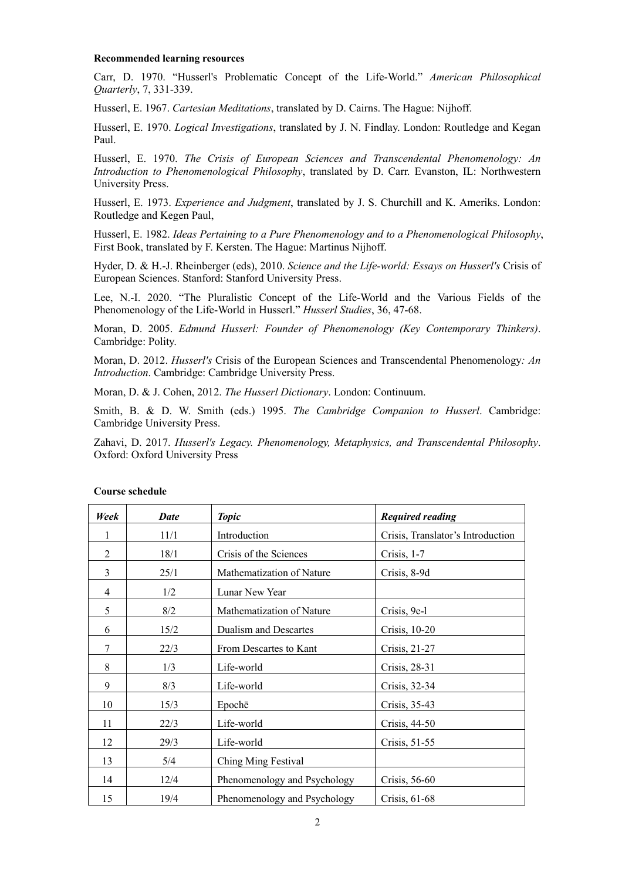**Recommended learning resources**

Carr, D. 1970. "Husserl's Problematic Concept of the Life-World." *American Philosophical Quarterly*, 7, 331-339.

Husserl, E. 1967. *Cartesian Meditations*, translated by D. Cairns. The Hague: Nijhoff.

Husserl, E. 1970. *Logical Investigations*, translated by J. N. Findlay. London: Routledge and Kegan Paul.

Husserl, E. 1970. *The Crisis of European Sciences and Transcendental Phenomenology: An Introduction to Phenomenological Philosophy*, translated by D. Carr. Evanston, IL: Northwestern University Press.

Husserl, E. 1973. *Experience and Judgment*, translated by J. S. Churchill and K. Ameriks. London: Routledge and Kegen Paul,

Husserl, E. 1982. *Ideas Pertaining to a Pure Phenomenology and to a Phenomenological Philosophy*, First Book, translated by F. Kersten. The Hague: Martinus Nijhoff.

Hyder, D. & H.-J. Rheinberger (eds), 2010. *Science and the Life-world: Essays on Husserl's* Crisis of European Sciences. Stanford: Stanford University Press.

Lee, N.-I. 2020. "The Pluralistic Concept of the Life-World and the Various Fields of the Phenomenology of the Life-World in Husserl." *Husserl Studies*, 36, 47-68.

Moran, D. 2005. *Edmund Husserl: Founder of Phenomenology (Key Contemporary Thinkers)*. Cambridge: Polity.

Moran, D. 2012. *Husserl's* Crisis of the European Sciences and Transcendental Phenomenology*: An Introduction*. Cambridge: Cambridge University Press.

Moran, D. & J. Cohen, 2012. *The Husserl Dictionary*. London: Continuum.

Smith, B. & D. W. Smith (eds.) 1995. *The Cambridge Companion to Husserl*. Cambridge: Cambridge University Press.

Zahavi, D. 2017. *Husserl's Legacy. Phenomenology, Metaphysics, and Transcendental Philosophy*. Oxford: Oxford University Press

**Course schedule**

| *Week* | *Date* | *Topic* | *Required reading* |
|---|---|---|---|
| 1 | 11/1 | Introduction | Crisis, Translator's Introduction |
| 2 | 18/1 | Crisis of the Sciences | Crisis, 1-7 |
| 3 | 25/1 | Mathematization of Nature | Crisis, 8-9d |
| 4 | 1/2 | Lunar New Year | |
| 5 | 8/2 | Mathematization of Nature | Crisis, 9e-l |
| 6 | 15/2 | Dualism and Descartes | Crisis, 10-20 |
| 7 | 22/3 | From Descartes to Kant | Crisis, 21-27 |
| 8 | 1/3 | Life-world | Crisis, 28-31 |
| 9 | 8/3 | Life-world | Crisis, 32-34 |
| 10 | 15/3 | Epochē | Crisis, 35-43 |
| 11 | 22/3 | Life-world | Crisis, 44-50 |
| 12 | 29/3 | Life-world | Crisis, 51-55 |
| 13 | 5/4 | Ching Ming Festival | |
| 14 | 12/4 | Phenomenology and Psychology | Crisis, 56-60 |
| 15 | 19/4 | Phenomenology and Psychology | Crisis, 61-68 |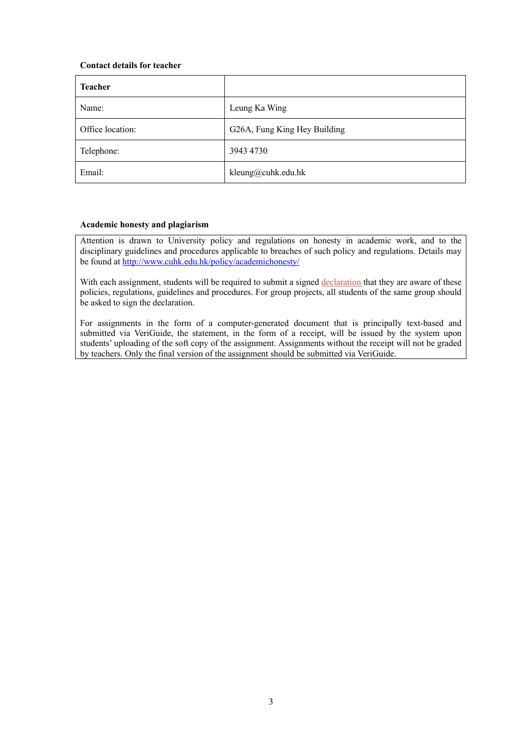**Contact details for teacher**

| **Teacher** | |
|---|---|
| Name: | Leung Ka Wing |
| Office location: | G26A, Fung King Hey Building |
| Telephone: | 3943 4730 |
| Email: | kleung@cuhk.edu.hk |

**Academic honesty and plagiarism**

Attention is drawn to University policy and regulations on honesty in academic work, and to the disciplinary guidelines and procedures applicable to breaches of such policy and regulations. Details may be found at [http://www.cuhk.edu.hk/policy/academichonesty/](http://www.cuhk.edu.hk/policy/academichonesty/)

With each assignment, students will be required to submit a signed declaration that they are aware of these policies, regulations, guidelines and procedures. For group projects, all students of the same group should be asked to sign the declaration.

For assignments in the form of a computer-generated document that is principally text-based and submitted via VeriGuide, the statement, in the form of a receipt, will be issued by the system upon students' uploading of the soft copy of the assignment. Assignments without the receipt will not be graded by teachers. Only the final version of the assignment should be submitted via VeriGuide.